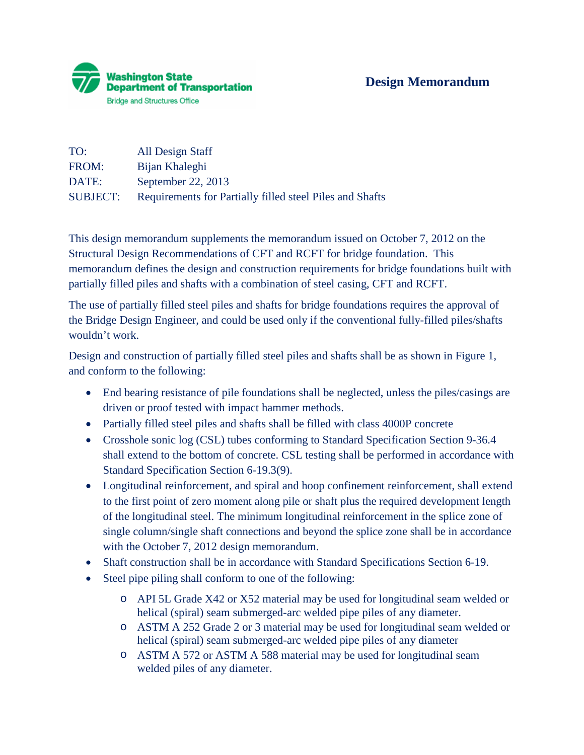Washington State Department of Transportation
Bridge and Structures Office

# Design Memorandum

TO: All Design Staff
FROM: Bijan Khaleghi
DATE: September 22, 2013
SUBJECT: Requirements for Partially filled steel Piles and Shafts

This design memorandum supplements the memorandum issued on October 7, 2012 on the Structural Design Recommendations of CFT and RCFT for bridge foundation. This memorandum defines the design and construction requirements for bridge foundations built with partially filled piles and shafts with a combination of steel casing, CFT and RCFT.

The use of partially filled steel piles and shafts for bridge foundations requires the approval of the Bridge Design Engineer, and could be used only if the conventional fully-filled piles/shafts wouldn't work.

Design and construction of partially filled steel piles and shafts shall be as shown in Figure 1, and conform to the following:

- End bearing resistance of pile foundations shall be neglected, unless the piles/casings are driven or proof tested with impact hammer methods.
- Partially filled steel piles and shafts shall be filled with class 4000P concrete
- Crosshole sonic log (CSL) tubes conforming to Standard Specification Section 9-36.4 shall extend to the bottom of concrete. CSL testing shall be performed in accordance with Standard Specification Section 6-19.3(9).
- Longitudinal reinforcement, and spiral and hoop confinement reinforcement, shall extend to the first point of zero moment along pile or shaft plus the required development length of the longitudinal steel. The minimum longitudinal reinforcement in the splice zone of single column/single shaft connections and beyond the splice zone shall be in accordance with the October 7, 2012 design memorandum.
- Shaft construction shall be in accordance with Standard Specifications Section 6-19.
- Steel pipe piling shall conform to one of the following:
  - API 5L Grade X42 or X52 material may be used for longitudinal seam welded or helical (spiral) seam submerged-arc welded pipe piles of any diameter.
  - ASTM A 252 Grade 2 or 3 material may be used for longitudinal seam welded or helical (spiral) seam submerged-arc welded pipe piles of any diameter
  - ASTM A 572 or ASTM A 588 material may be used for longitudinal seam welded piles of any diameter.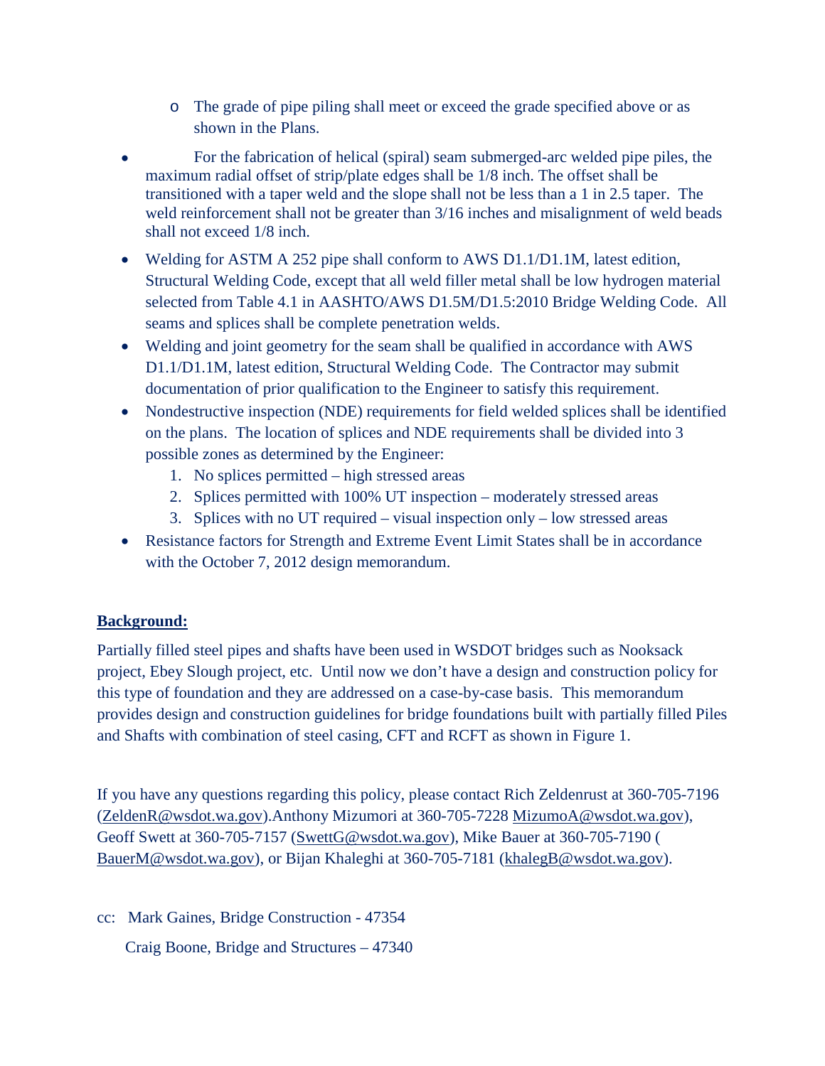- The grade of pipe piling shall meet or exceed the grade specified above or as shown in the Plans.

- For the fabrication of helical (spiral) seam submerged-arc welded pipe piles, the maximum radial offset of strip/plate edges shall be 1/8 inch. The offset shall be transitioned with a taper weld and the slope shall not be less than a 1 in 2.5 taper. The weld reinforcement shall not be greater than 3/16 inches and misalignment of weld beads shall not exceed 1/8 inch.
- Welding for ASTM A 252 pipe shall conform to AWS D1.1/D1.1M, latest edition, Structural Welding Code, except that all weld filler metal shall be low hydrogen material selected from Table 4.1 in AASHTO/AWS D1.5M/D1.5:2010 Bridge Welding Code. All seams and splices shall be complete penetration welds.
- Welding and joint geometry for the seam shall be qualified in accordance with AWS D1.1/D1.1M, latest edition, Structural Welding Code. The Contractor may submit documentation of prior qualification to the Engineer to satisfy this requirement.
- Nondestructive inspection (NDE) requirements for field welded splices shall be identified on the plans. The location of splices and NDE requirements shall be divided into 3 possible zones as determined by the Engineer:
  1. No splices permitted – high stressed areas
  2. Splices permitted with 100% UT inspection – moderately stressed areas
  3. Splices with no UT required – visual inspection only – low stressed areas
- Resistance factors for Strength and Extreme Event Limit States shall be in accordance with the October 7, 2012 design memorandum.

**Background:**

Partially filled steel pipes and shafts have been used in WSDOT bridges such as Nooksack project, Ebey Slough project, etc. Until now we don't have a design and construction policy for this type of foundation and they are addressed on a case-by-case basis. This memorandum provides design and construction guidelines for bridge foundations built with partially filled Piles and Shafts with combination of steel casing, CFT and RCFT as shown in Figure 1.

If you have any questions regarding this policy, please contact Rich Zeldenrust at 360-705-7196 (ZeldenR@wsdot.wa.gov).Anthony Mizumori at 360-705-7228 MizumoA@wsdot.wa.gov), Geoff Swett at 360-705-7157 (SwettG@wsdot.wa.gov), Mike Bauer at 360-705-7190 ( BauerM@wsdot.wa.gov), or Bijan Khaleghi at 360-705-7181 (khalegB@wsdot.wa.gov).

cc: Mark Gaines, Bridge Construction - 47354

Craig Boone, Bridge and Structures – 47340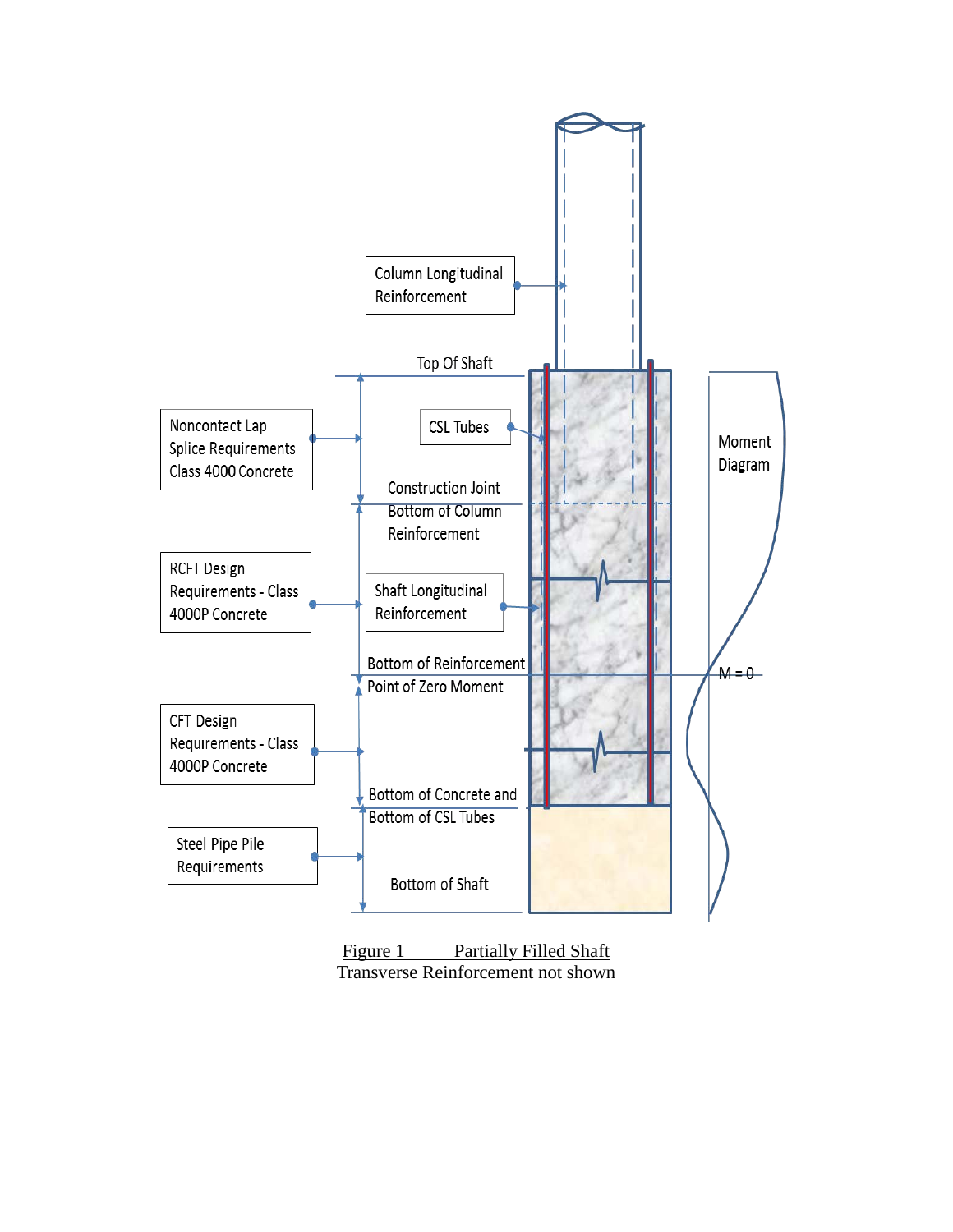Column Longitudinal Reinforcement

Top Of Shaft

Noncontact Lap Splice Requirements Class 4000 Concrete

CSL Tubes

Construction Joint Bottom of Column Reinforcement

RCFT Design Requirements - Class 4000P Concrete

Shaft Longitudinal Reinforcement

Bottom of Reinforcement Point of Zero Moment

CFT Design Requirements - Class 4000P Concrete

Bottom of Concrete and Bottom of CSL Tubes

Steel Pipe Pile Requirements

Bottom of Shaft

Moment Diagram

M = 0

Figure 1 Partially Filled Shaft
Transverse Reinforcement not shown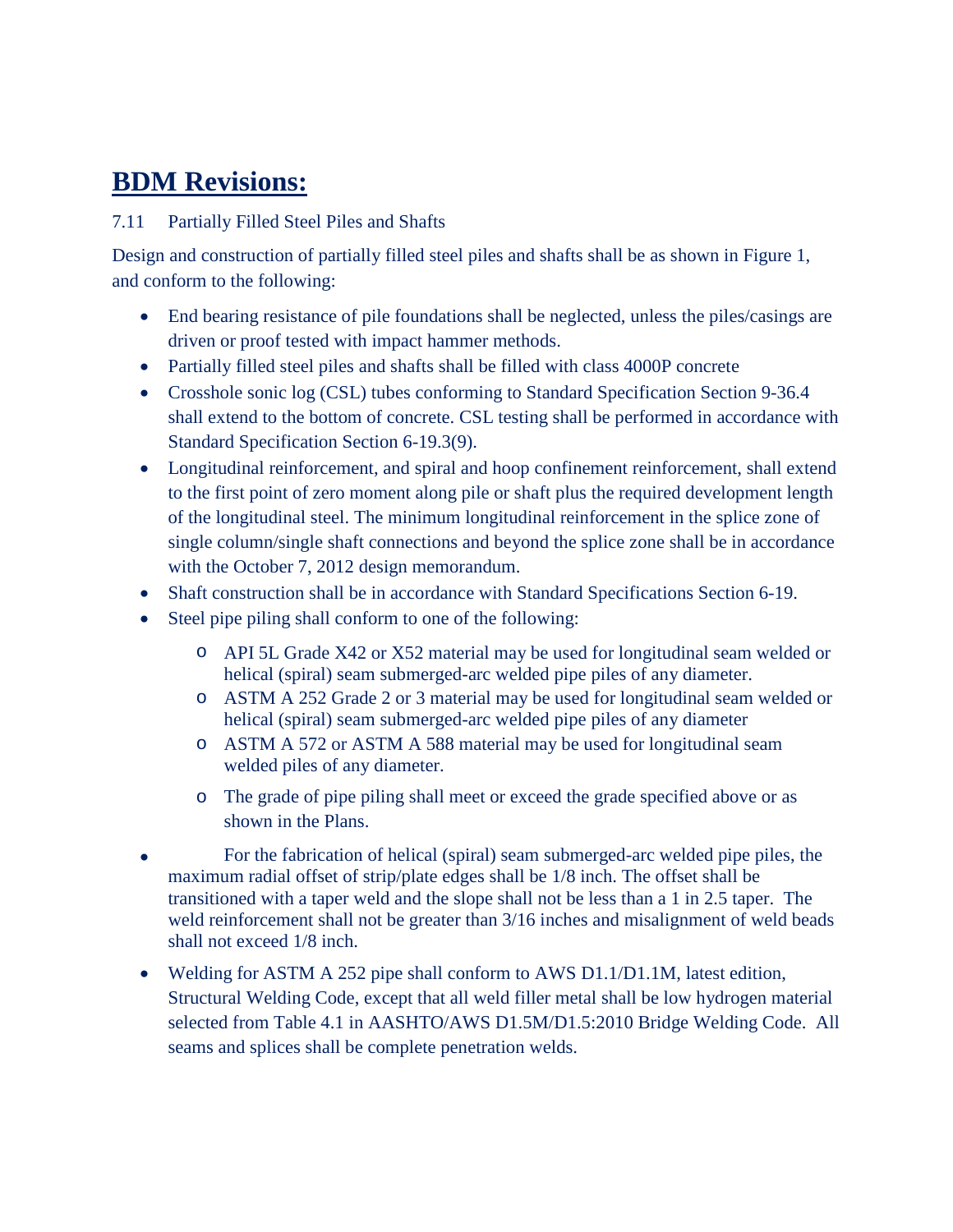# BDM Revisions:

7.11 Partially Filled Steel Piles and Shafts

Design and construction of partially filled steel piles and shafts shall be as shown in Figure 1, and conform to the following:

- End bearing resistance of pile foundations shall be neglected, unless the piles/casings are driven or proof tested with impact hammer methods.
- Partially filled steel piles and shafts shall be filled with class 4000P concrete
- Crosshole sonic log (CSL) tubes conforming to Standard Specification Section 9-36.4 shall extend to the bottom of concrete. CSL testing shall be performed in accordance with Standard Specification Section 6-19.3(9).
- Longitudinal reinforcement, and spiral and hoop confinement reinforcement, shall extend to the first point of zero moment along pile or shaft plus the required development length of the longitudinal steel. The minimum longitudinal reinforcement in the splice zone of single column/single shaft connections and beyond the splice zone shall be in accordance with the October 7, 2012 design memorandum.
- Shaft construction shall be in accordance with Standard Specifications Section 6-19.
- Steel pipe piling shall conform to one of the following:
  - API 5L Grade X42 or X52 material may be used for longitudinal seam welded or helical (spiral) seam submerged-arc welded pipe piles of any diameter.
  - ASTM A 252 Grade 2 or 3 material may be used for longitudinal seam welded or helical (spiral) seam submerged-arc welded pipe piles of any diameter
  - ASTM A 572 or ASTM A 588 material may be used for longitudinal seam welded piles of any diameter.
  - The grade of pipe piling shall meet or exceed the grade specified above or as shown in the Plans.
- For the fabrication of helical (spiral) seam submerged-arc welded pipe piles, the maximum radial offset of strip/plate edges shall be 1/8 inch. The offset shall be transitioned with a taper weld and the slope shall not be less than a 1 in 2.5 taper. The weld reinforcement shall not be greater than 3/16 inches and misalignment of weld beads shall not exceed 1/8 inch.
- Welding for ASTM A 252 pipe shall conform to AWS D1.1/D1.1M, latest edition, Structural Welding Code, except that all weld filler metal shall be low hydrogen material selected from Table 4.1 in AASHTO/AWS D1.5M/D1.5:2010 Bridge Welding Code. All seams and splices shall be complete penetration welds.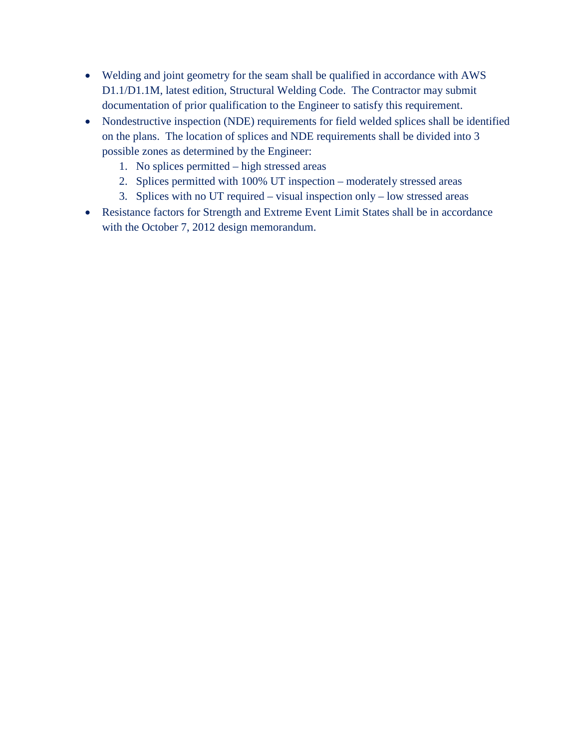- Welding and joint geometry for the seam shall be qualified in accordance with AWS D1.1/D1.1M, latest edition, Structural Welding Code. The Contractor may submit documentation of prior qualification to the Engineer to satisfy this requirement.
- Nondestructive inspection (NDE) requirements for field welded splices shall be identified on the plans. The location of splices and NDE requirements shall be divided into 3 possible zones as determined by the Engineer:
    1. No splices permitted – high stressed areas
    2. Splices permitted with 100% UT inspection – moderately stressed areas
    3. Splices with no UT required – visual inspection only – low stressed areas
- Resistance factors for Strength and Extreme Event Limit States shall be in accordance with the October 7, 2012 design memorandum.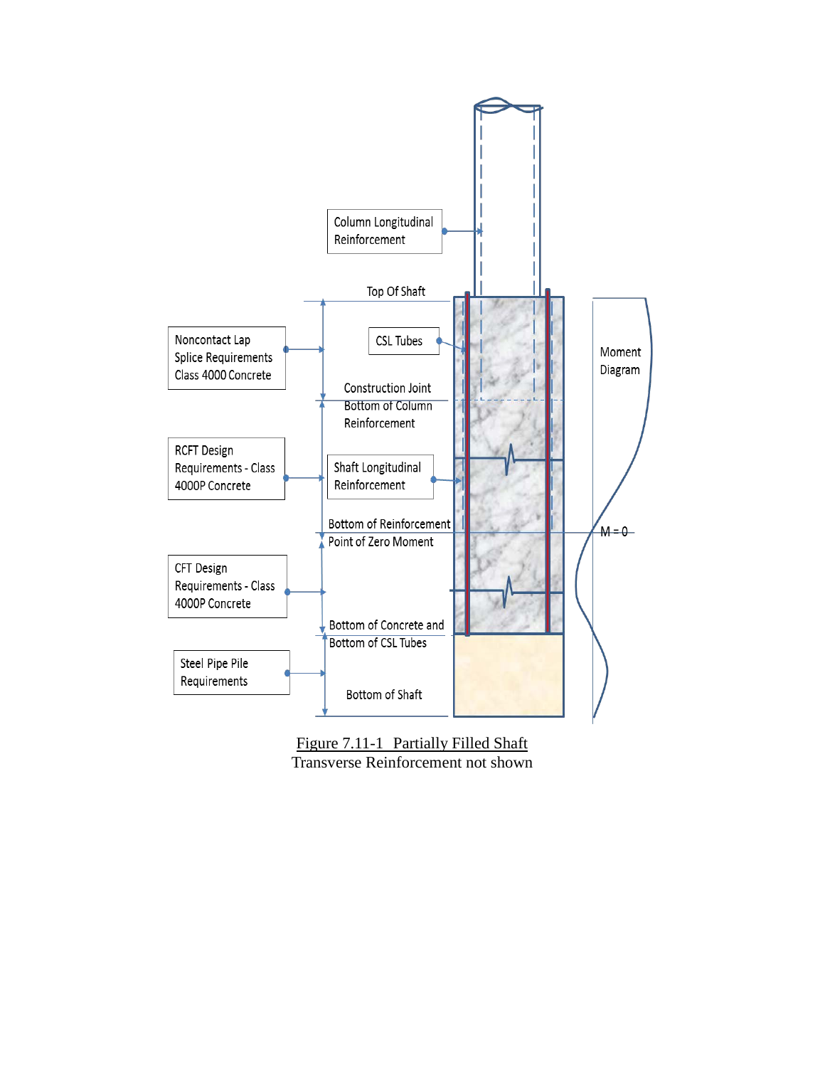Column Longitudinal Reinforcement

Top Of Shaft

Noncontact Lap Splice Requirements Class 4000 Concrete

CSL Tubes

Construction Joint
Bottom of Column Reinforcement

RCFT Design Requirements - Class 4000P Concrete

Shaft Longitudinal Reinforcement

Bottom of Reinforcement
Point of Zero Moment

M = 0

Moment Diagram

CFT Design Requirements - Class 4000P Concrete

Bottom of Concrete and Bottom of CSL Tubes

Steel Pipe Pile Requirements

Bottom of Shaft

Figure 7.11-1 Partially Filled Shaft
Transverse Reinforcement not shown